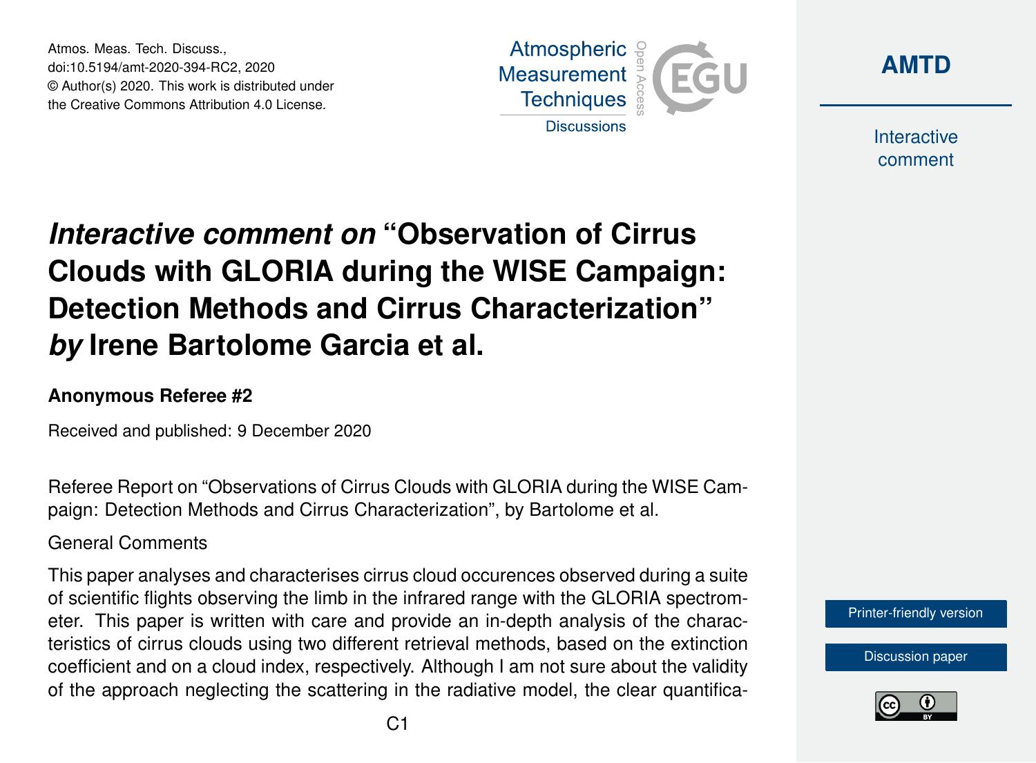# *Interactive comment on* "Observation of Cirrus Clouds with GLORIA during the WISE Campaign: Detection Methods and Cirrus Characterization" *by* Irene Bartolome Garcia et al.

**Anonymous Referee #2**

Received and published: 9 December 2020

Referee Report on "Observations of Cirrus Clouds with GLORIA during the WISE Campaign: Detection Methods and Cirrus Characterization", by Bartolome et al.

General Comments

This paper analyses and characterises cirrus cloud occurences observed during a suite of scientific flights observing the limb in the infrared range with the GLORIA spectrometer. This paper is written with care and provide an in-depth analysis of the characteristics of cirrus clouds using two different retrieval methods, based on the extinction coefficient and on a cloud index, respectively. Although I am not sure about the validity of the approach neglecting the scattering in the radiative model, the clear quantifica-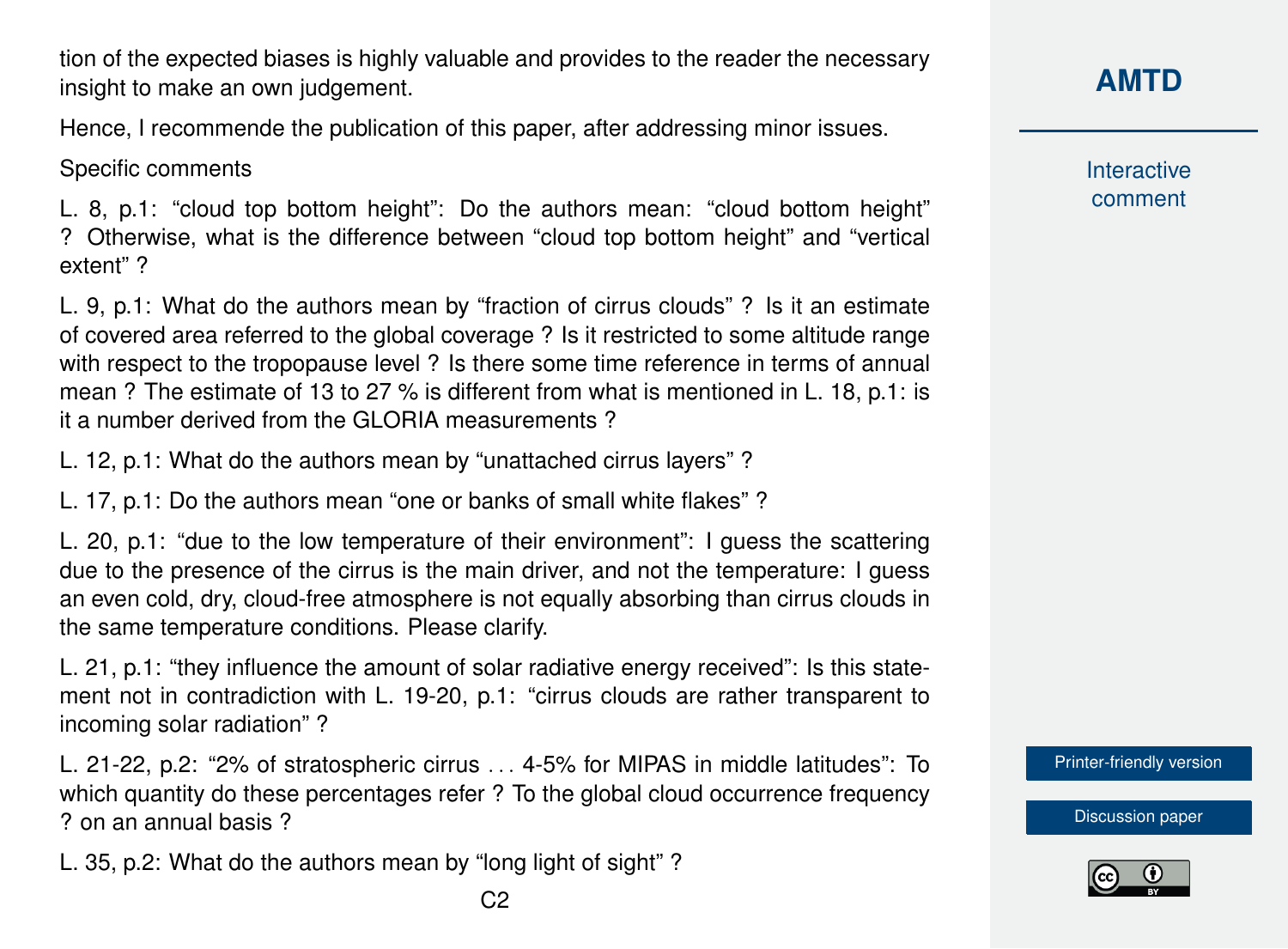tion of the expected biases is highly valuable and provides to the reader the necessary insight to make an own judgement.

Hence, I recommende the publication of this paper, after addressing minor issues.

Specific comments

L. 8, p.1: "cloud top bottom height": Do the authors mean: "cloud bottom height" ? Otherwise, what is the difference between "cloud top bottom height" and "vertical extent" ?

L. 9, p.1: What do the authors mean by "fraction of cirrus clouds" ? Is it an estimate of covered area referred to the global coverage ? Is it restricted to some altitude range with respect to the tropopause level ? Is there some time reference in terms of annual mean ? The estimate of 13 to 27 % is different from what is mentioned in L. 18, p.1: is it a number derived from the GLORIA measurements ?

L. 12, p.1: What do the authors mean by "unattached cirrus layers" ?

L. 17, p.1: Do the authors mean "one or banks of small white flakes" ?

L. 20, p.1: "due to the low temperature of their environment": I guess the scattering due to the presence of the cirrus is the main driver, and not the temperature: I guess an even cold, dry, cloud-free atmosphere is not equally absorbing than cirrus clouds in the same temperature conditions. Please clarify.

L. 21, p.1: "they influence the amount of solar radiative energy received": Is this statement not in contradiction with L. 19-20, p.1: "cirrus clouds are rather transparent to incoming solar radiation" ?

L. 21-22, p.2: "2% of stratospheric cirrus ... 4-5% for MIPAS in middle latitudes": To which quantity do these percentages refer ? To the global cloud occurrence frequency ? on an annual basis ?

L. 35, p.2: What do the authors mean by "long light of sight" ?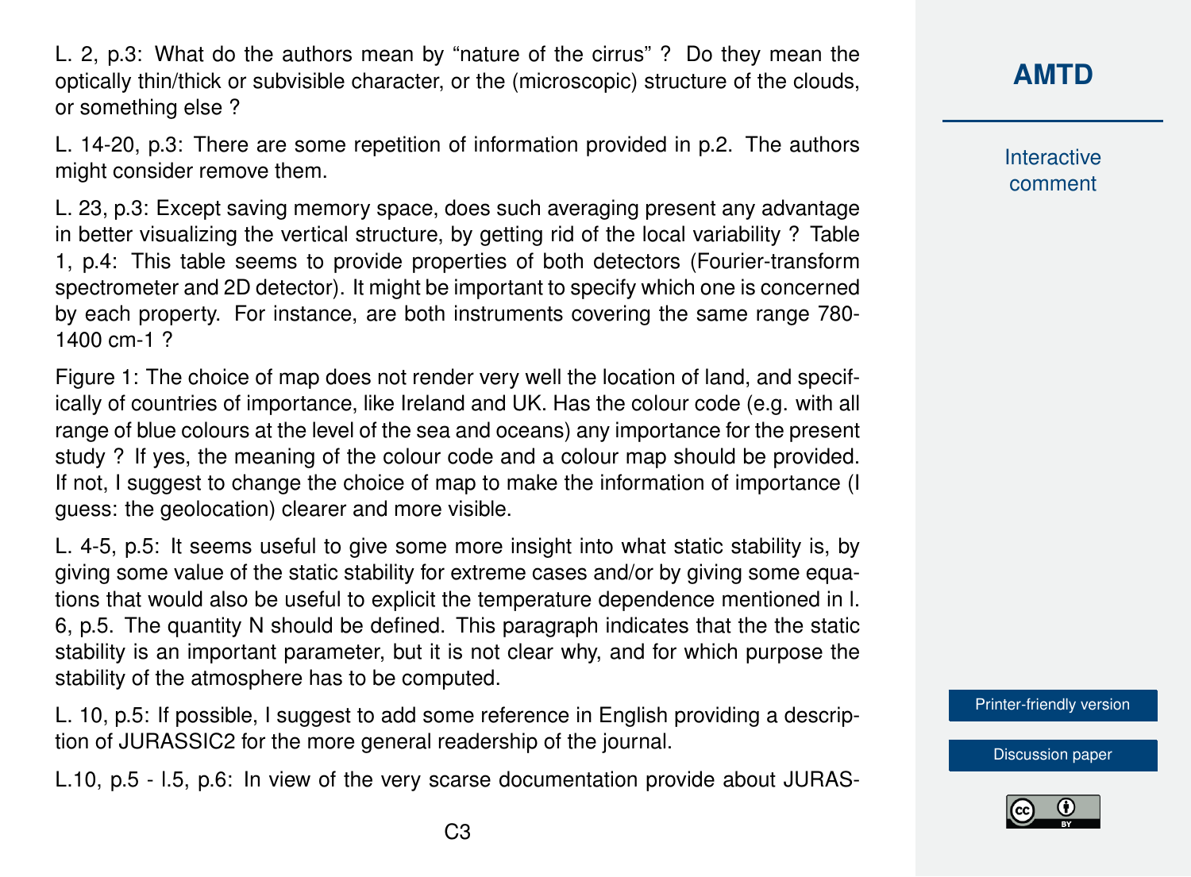L. 2, p.3: What do the authors mean by “nature of the cirrus” ? Do they mean the optically thin/thick or subvisible character, or the (microscopic) structure of the clouds, or something else ?

L. 14-20, p.3: There are some repetition of information provided in p.2. The authors might consider remove them.

L. 23, p.3: Except saving memory space, does such averaging present any advantage in better visualizing the vertical structure, by getting rid of the local variability ? Table 1, p.4: This table seems to provide properties of both detectors (Fourier-transform spectrometer and 2D detector). It might be important to specify which one is concerned by each property. For instance, are both instruments covering the same range 780-1400 cm-1 ?

Figure 1: The choice of map does not render very well the location of land, and specifically of countries of importance, like Ireland and UK. Has the colour code (e.g. with all range of blue colours at the level of the sea and oceans) any importance for the present study ? If yes, the meaning of the colour code and a colour map should be provided. If not, I suggest to change the choice of map to make the information of importance (I guess: the geolocation) clearer and more visible.

L. 4-5, p.5: It seems useful to give some more insight into what static stability is, by giving some value of the static stability for extreme cases and/or by giving some equations that would also be useful to explicit the temperature dependence mentioned in l. 6, p.5. The quantity N should be defined. This paragraph indicates that the the static stability is an important parameter, but it is not clear why, and for which purpose the stability of the atmosphere has to be computed.

L. 10, p.5: If possible, I suggest to add some reference in English providing a description of JURASSIC2 for the more general readership of the journal.

L.10, p.5 - l.5, p.6: In view of the very scarse documentation provide about JURAS-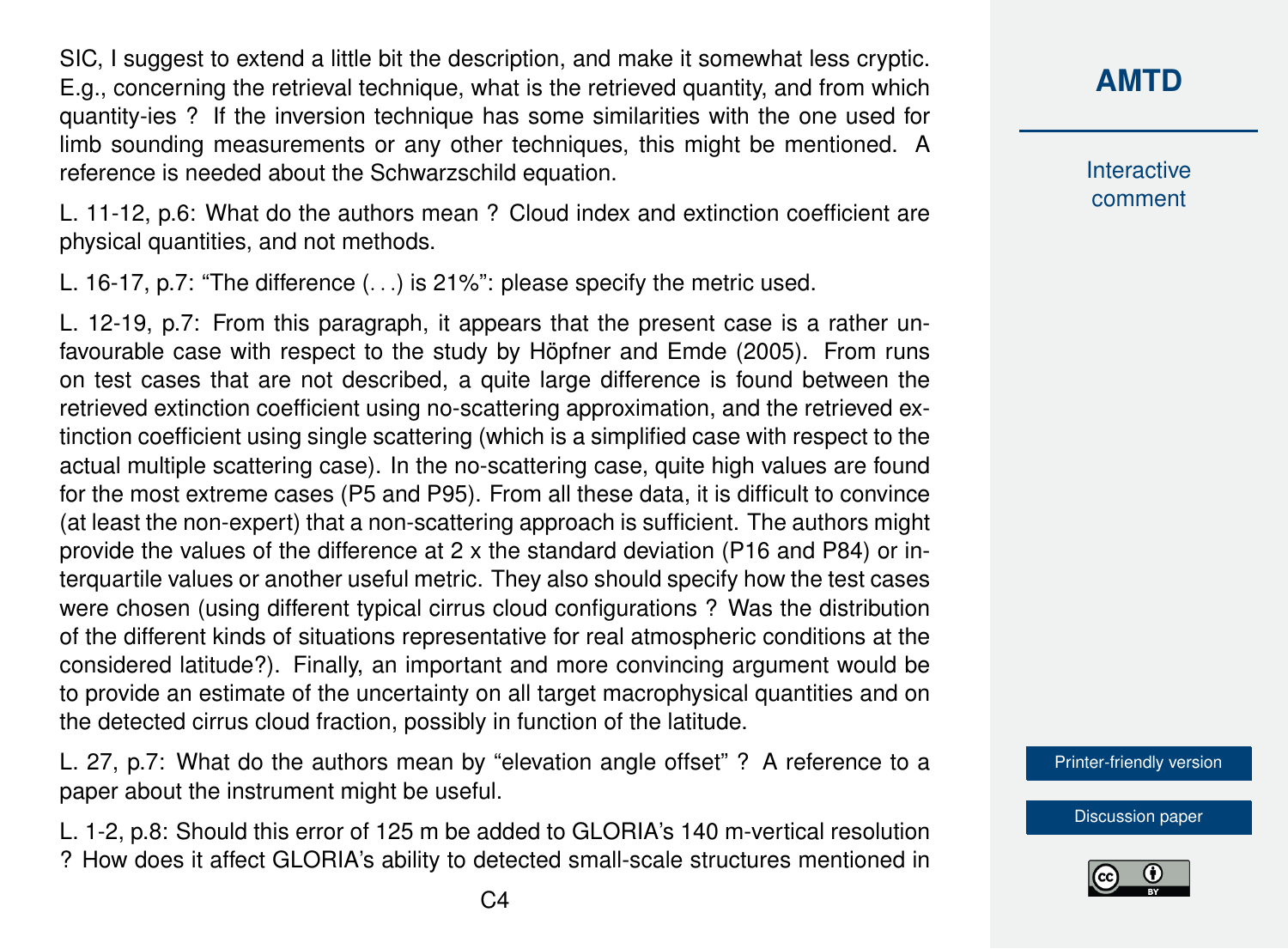SIC, I suggest to extend a little bit the description, and make it somewhat less cryptic. E.g., concerning the retrieval technique, what is the retrieved quantity, and from which quantity-ies ? If the inversion technique has some similarities with the one used for limb sounding measurements or any other techniques, this might be mentioned. A reference is needed about the Schwarzschild equation.

L. 11-12, p.6: What do the authors mean ? Cloud index and extinction coefficient are physical quantities, and not methods.

L. 16-17, p.7: "The difference (. . .) is 21%": please specify the metric used.

L. 12-19, p.7: From this paragraph, it appears that the present case is a rather unfavourable case with respect to the study by Höpfner and Emde (2005). From runs on test cases that are not described, a quite large difference is found between the retrieved extinction coefficient using no-scattering approximation, and the retrieved extinction coefficient using single scattering (which is a simplified case with respect to the actual multiple scattering case). In the no-scattering case, quite high values are found for the most extreme cases (P5 and P95). From all these data, it is difficult to convince (at least the non-expert) that a non-scattering approach is sufficient. The authors might provide the values of the difference at 2 x the standard deviation (P16 and P84) or interquartile values or another useful metric. They also should specify how the test cases were chosen (using different typical cirrus cloud configurations ? Was the distribution of the different kinds of situations representative for real atmospheric conditions at the considered latitude?). Finally, an important and more convincing argument would be to provide an estimate of the uncertainty on all target macrophysical quantities and on the detected cirrus cloud fraction, possibly in function of the latitude.

L. 27, p.7: What do the authors mean by "elevation angle offset" ? A reference to a paper about the instrument might be useful.

L. 1-2, p.8: Should this error of 125 m be added to GLORIA's 140 m-vertical resolution ? How does it affect GLORIA's ability to detected small-scale structures mentioned in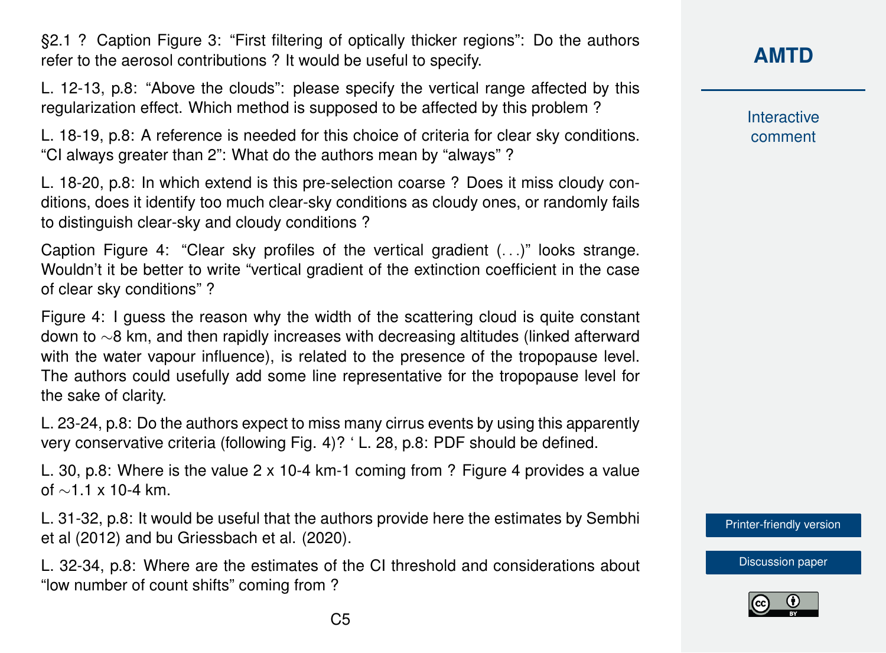§2.1 ? Caption Figure 3: "First filtering of optically thicker regions": Do the authors refer to the aerosol contributions ? It would be useful to specify.

L. 12-13, p.8: "Above the clouds": please specify the vertical range affected by this regularization effect. Which method is supposed to be affected by this problem ?

L. 18-19, p.8: A reference is needed for this choice of criteria for clear sky conditions. "CI always greater than 2": What do the authors mean by "always" ?

L. 18-20, p.8: In which extend is this pre-selection coarse ? Does it miss cloudy conditions, does it identify too much clear-sky conditions as cloudy ones, or randomly fails to distinguish clear-sky and cloudy conditions ?

Caption Figure 4: "Clear sky profiles of the vertical gradient (. . .)" looks strange. Wouldn't it be better to write "vertical gradient of the extinction coefficient in the case of clear sky conditions" ?

Figure 4: I guess the reason why the width of the scattering cloud is quite constant down to $\sim$8 km, and then rapidly increases with decreasing altitudes (linked afterward with the water vapour influence), is related to the presence of the tropopause level. The authors could usefully add some line representative for the tropopause level for the sake of clarity.

L. 23-24, p.8: Do the authors expect to miss many cirrus events by using this apparently very conservative criteria (following Fig. 4)? ' L. 28, p.8: PDF should be defined.

L. 30, p.8: Where is the value 2 x 10-4 km-1 coming from ? Figure 4 provides a value of $\sim$1.1 x 10-4 km.

L. 31-32, p.8: It would be useful that the authors provide here the estimates by Sembhi et al (2012) and bu Griessbach et al. (2020).

L. 32-34, p.8: Where are the estimates of the CI threshold and considerations about "low number of count shifts" coming from ?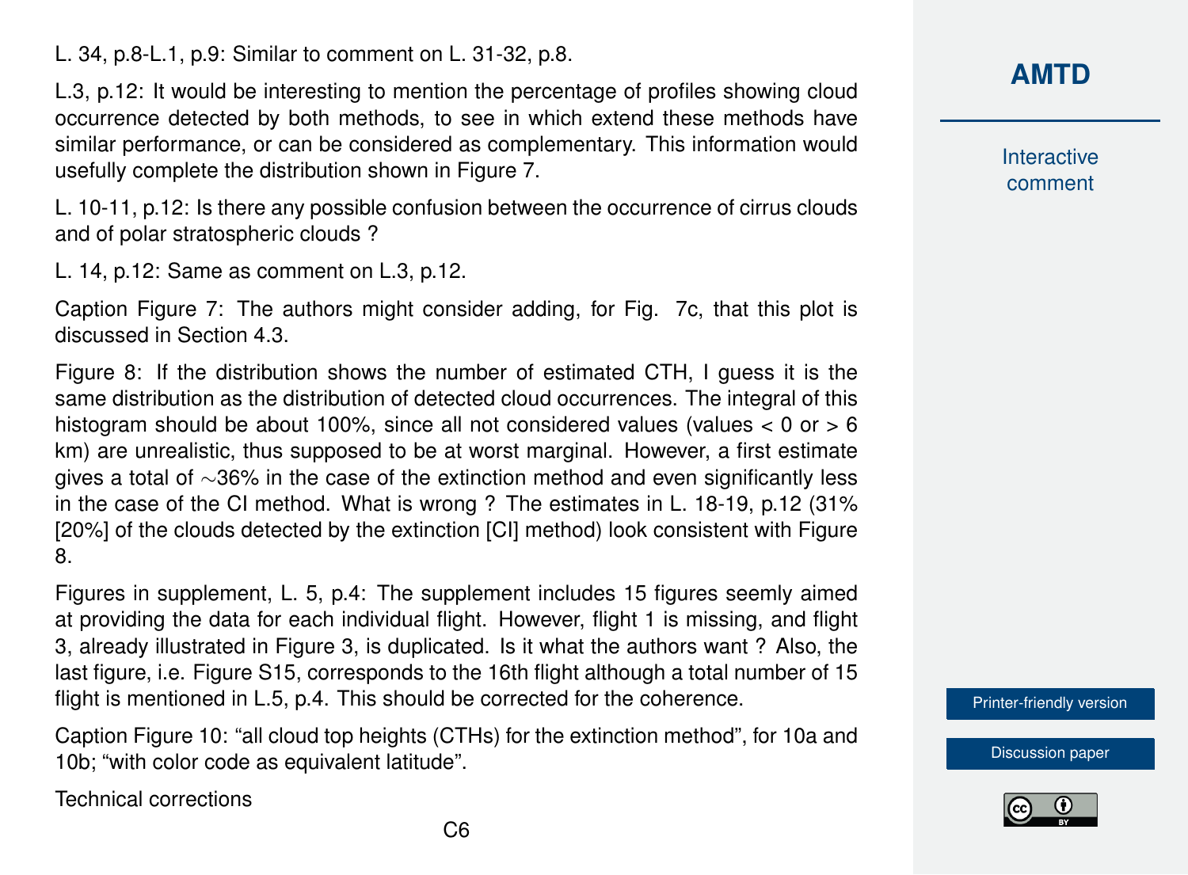L. 34, p.8-L.1, p.9: Similar to comment on L. 31-32, p.8.

L.3, p.12: It would be interesting to mention the percentage of profiles showing cloud occurrence detected by both methods, to see in which extend these methods have similar performance, or can be considered as complementary. This information would usefully complete the distribution shown in Figure 7.

L. 10-11, p.12: Is there any possible confusion between the occurrence of cirrus clouds and of polar stratospheric clouds ?

L. 14, p.12: Same as comment on L.3, p.12.

Caption Figure 7: The authors might consider adding, for Fig. 7c, that this plot is discussed in Section 4.3.

Figure 8: If the distribution shows the number of estimated CTH, I guess it is the same distribution as the distribution of detected cloud occurrences. The integral of this histogram should be about 100%, since all not considered values (values < 0 or > 6 km) are unrealistic, thus supposed to be at worst marginal. However, a first estimate gives a total of ∼36% in the case of the extinction method and even significantly less in the case of the CI method. What is wrong ? The estimates in L. 18-19, p.12 (31% [20%] of the clouds detected by the extinction [CI] method) look consistent with Figure 8.

Figures in supplement, L. 5, p.4: The supplement includes 15 figures seemly aimed at providing the data for each individual flight. However, flight 1 is missing, and flight 3, already illustrated in Figure 3, is duplicated. Is it what the authors want ? Also, the last figure, i.e. Figure S15, corresponds to the 16th flight although a total number of 15 flight is mentioned in L.5, p.4. This should be corrected for the coherence.

Caption Figure 10: "all cloud top heights (CTHs) for the extinction method", for 10a and 10b; "with color code as equivalent latitude".

Technical corrections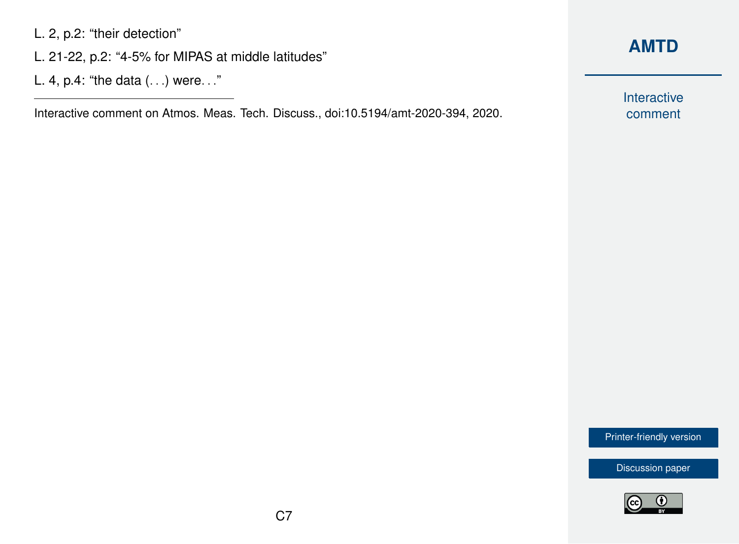L. 2, p.2: “their detection”

L. 21-22, p.2: “4-5% for MIPAS at middle latitudes”

L. 4, p.4: “the data (. . .) were. . .”

---

Interactive comment on Atmos. Meas. Tech. Discuss., doi:10.5194/amt-2020-394, 2020.